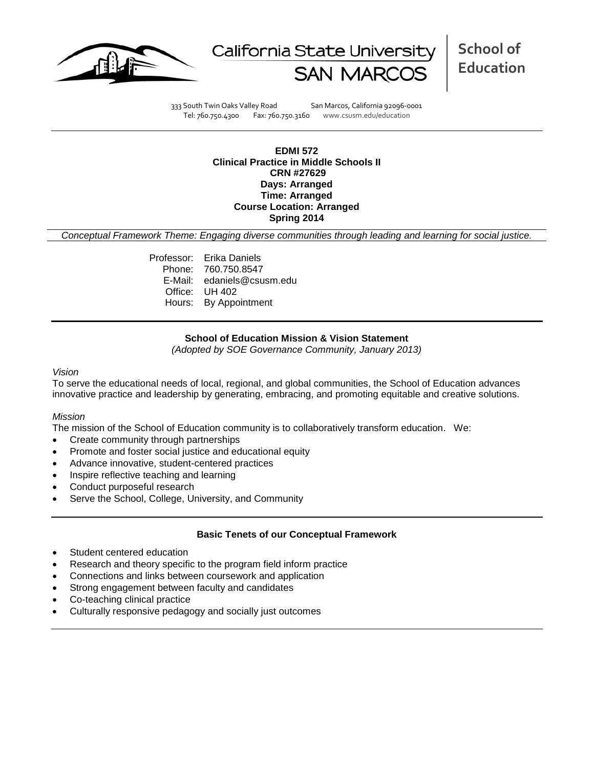California State University SAN MARCOS | **School of Education**

333 South Twin Oaks Valley Road San Marcos, California 92096-0001
Tel: 760.750.4300 Fax: 760.750.3160 www.csusm.edu/education

---

**EDMI 572**
**Clinical Practice in Middle Schools II**
**CRN #27629**
**Days: Arranged**
**Time: Arranged**
**Course Location: Arranged**
**Spring 2014**

*Conceptual Framework Theme: Engaging diverse communities through leading and learning for social justice.*

Professor: Erika Daniels
Phone: 760.750.8547
E-Mail: edaniels@csusm.edu
Office: UH 402
Hours: By Appointment

---

### School of Education Mission & Vision Statement

*(Adopted by SOE Governance Community, January 2013)*

*Vision*

To serve the educational needs of local, regional, and global communities, the School of Education advances innovative practice and leadership by generating, embracing, and promoting equitable and creative solutions.

*Mission*

The mission of the School of Education community is to collaboratively transform education. We:

- Create community through partnerships
- Promote and foster social justice and educational equity
- Advance innovative, student-centered practices
- Inspire reflective teaching and learning
- Conduct purposeful research
- Serve the School, College, University, and Community

---

### Basic Tenets of our Conceptual Framework

- Student centered education
- Research and theory specific to the program field inform practice
- Connections and links between coursework and application
- Strong engagement between faculty and candidates
- Co-teaching clinical practice
- Culturally responsive pedagogy and socially just outcomes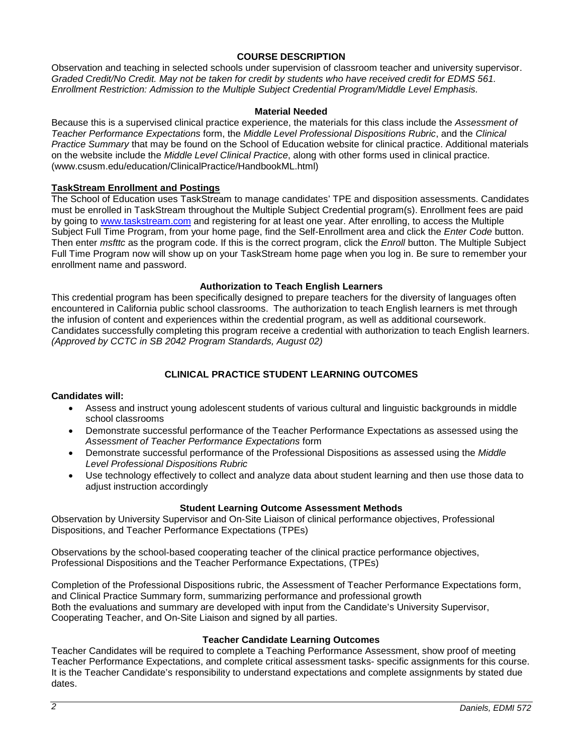## COURSE DESCRIPTION

Observation and teaching in selected schools under supervision of classroom teacher and university supervisor. *Graded Credit/No Credit. May not be taken for credit by students who have received credit for EDMS 561. Enrollment Restriction: Admission to the Multiple Subject Credential Program/Middle Level Emphasis.*

### Material Needed

Because this is a supervised clinical practice experience, the materials for this class include the *Assessment of Teacher Performance Expectations* form, the *Middle Level Professional Dispositions Rubric*, and the *Clinical Practice Summary* that may be found on the School of Education website for clinical practice. Additional materials on the website include the *Middle Level Clinical Practice*, along with other forms used in clinical practice. (www.csusm.edu/education/ClinicalPractice/HandbookML.html)

### TaskStream Enrollment and Postings

The School of Education uses TaskStream to manage candidates' TPE and disposition assessments. Candidates must be enrolled in TaskStream throughout the Multiple Subject Credential program(s). Enrollment fees are paid by going to www.taskstream.com and registering for at least one year. After enrolling, to access the Multiple Subject Full Time Program, from your home page, find the Self-Enrollment area and click the *Enter Code* button. Then enter *msfttc* as the program code. If this is the correct program, click the *Enroll* button. The Multiple Subject Full Time Program now will show up on your TaskStream home page when you log in. Be sure to remember your enrollment name and password.

### Authorization to Teach English Learners

This credential program has been specifically designed to prepare teachers for the diversity of languages often encountered in California public school classrooms. The authorization to teach English learners is met through the infusion of content and experiences within the credential program, as well as additional coursework. Candidates successfully completing this program receive a credential with authorization to teach English learners. *(Approved by CCTC in SB 2042 Program Standards, August 02)*

## CLINICAL PRACTICE STUDENT LEARNING OUTCOMES

**Candidates will:**

- Assess and instruct young adolescent students of various cultural and linguistic backgrounds in middle school classrooms
- Demonstrate successful performance of the Teacher Performance Expectations as assessed using the *Assessment of Teacher Performance Expectations* form
- Demonstrate successful performance of the Professional Dispositions as assessed using the *Middle Level Professional Dispositions Rubric*
- Use technology effectively to collect and analyze data about student learning and then use those data to adjust instruction accordingly

### Student Learning Outcome Assessment Methods

Observation by University Supervisor and On-Site Liaison of clinical performance objectives, Professional Dispositions, and Teacher Performance Expectations (TPEs)

Observations by the school-based cooperating teacher of the clinical practice performance objectives, Professional Dispositions and the Teacher Performance Expectations, (TPEs)

Completion of the Professional Dispositions rubric, the Assessment of Teacher Performance Expectations form, and Clinical Practice Summary form, summarizing performance and professional growth
Both the evaluations and summary are developed with input from the Candidate's University Supervisor, Cooperating Teacher, and On-Site Liaison and signed by all parties.

### Teacher Candidate Learning Outcomes

Teacher Candidates will be required to complete a Teaching Performance Assessment, show proof of meeting Teacher Performance Expectations, and complete critical assessment tasks- specific assignments for this course. It is the Teacher Candidate's responsibility to understand expectations and complete assignments by stated due dates.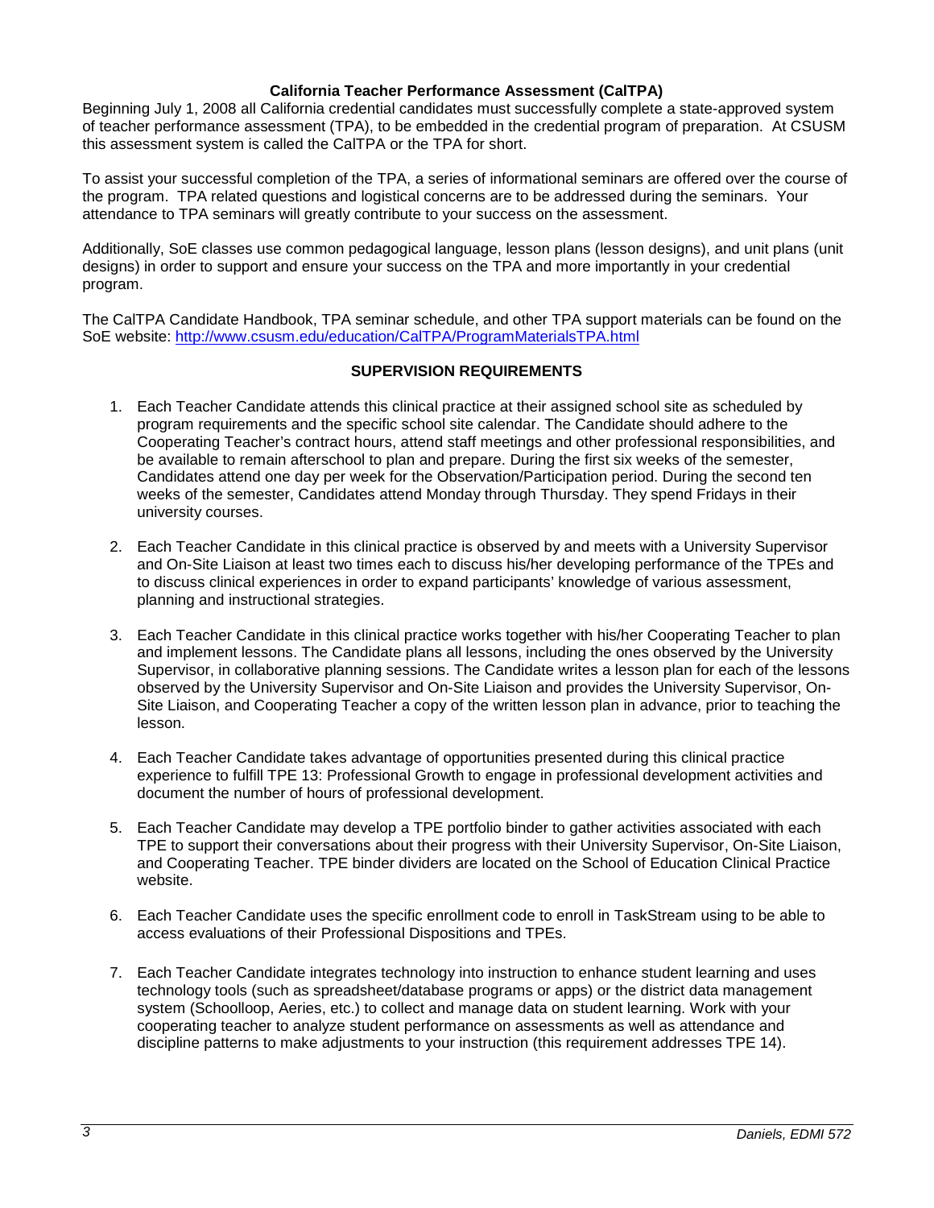## California Teacher Performance Assessment (CalTPA)

Beginning July 1, 2008 all California credential candidates must successfully complete a state-approved system of teacher performance assessment (TPA), to be embedded in the credential program of preparation. At CSUSM this assessment system is called the CalTPA or the TPA for short.

To assist your successful completion of the TPA, a series of informational seminars are offered over the course of the program. TPA related questions and logistical concerns are to be addressed during the seminars. Your attendance to TPA seminars will greatly contribute to your success on the assessment.

Additionally, SoE classes use common pedagogical language, lesson plans (lesson designs), and unit plans (unit designs) in order to support and ensure your success on the TPA and more importantly in your credential program.

The CalTPA Candidate Handbook, TPA seminar schedule, and other TPA support materials can be found on the SoE website: [http://www.csusm.edu/education/CalTPA/ProgramMaterialsTPA.html](http://www.csusm.edu/education/CalTPA/ProgramMaterialsTPA.html)

## SUPERVISION REQUIREMENTS

1. Each Teacher Candidate attends this clinical practice at their assigned school site as scheduled by program requirements and the specific school site calendar. The Candidate should adhere to the Cooperating Teacher's contract hours, attend staff meetings and other professional responsibilities, and be available to remain afterschool to plan and prepare. During the first six weeks of the semester, Candidates attend one day per week for the Observation/Participation period. During the second ten weeks of the semester, Candidates attend Monday through Thursday. They spend Fridays in their university courses.

2. Each Teacher Candidate in this clinical practice is observed by and meets with a University Supervisor and On-Site Liaison at least two times each to discuss his/her developing performance of the TPEs and to discuss clinical experiences in order to expand participants' knowledge of various assessment, planning and instructional strategies.

3. Each Teacher Candidate in this clinical practice works together with his/her Cooperating Teacher to plan and implement lessons. The Candidate plans all lessons, including the ones observed by the University Supervisor, in collaborative planning sessions. The Candidate writes a lesson plan for each of the lessons observed by the University Supervisor and On-Site Liaison and provides the University Supervisor, On-Site Liaison, and Cooperating Teacher a copy of the written lesson plan in advance, prior to teaching the lesson.

4. Each Teacher Candidate takes advantage of opportunities presented during this clinical practice experience to fulfill TPE 13: Professional Growth to engage in professional development activities and document the number of hours of professional development.

5. Each Teacher Candidate may develop a TPE portfolio binder to gather activities associated with each TPE to support their conversations about their progress with their University Supervisor, On-Site Liaison, and Cooperating Teacher. TPE binder dividers are located on the School of Education Clinical Practice website.

6. Each Teacher Candidate uses the specific enrollment code to enroll in TaskStream using to be able to access evaluations of their Professional Dispositions and TPEs.

7. Each Teacher Candidate integrates technology into instruction to enhance student learning and uses technology tools (such as spreadsheet/database programs or apps) or the district data management system (Schoolloop, Aeries, etc.) to collect and manage data on student learning. Work with your cooperating teacher to analyze student performance on assessments as well as attendance and discipline patterns to make adjustments to your instruction (this requirement addresses TPE 14).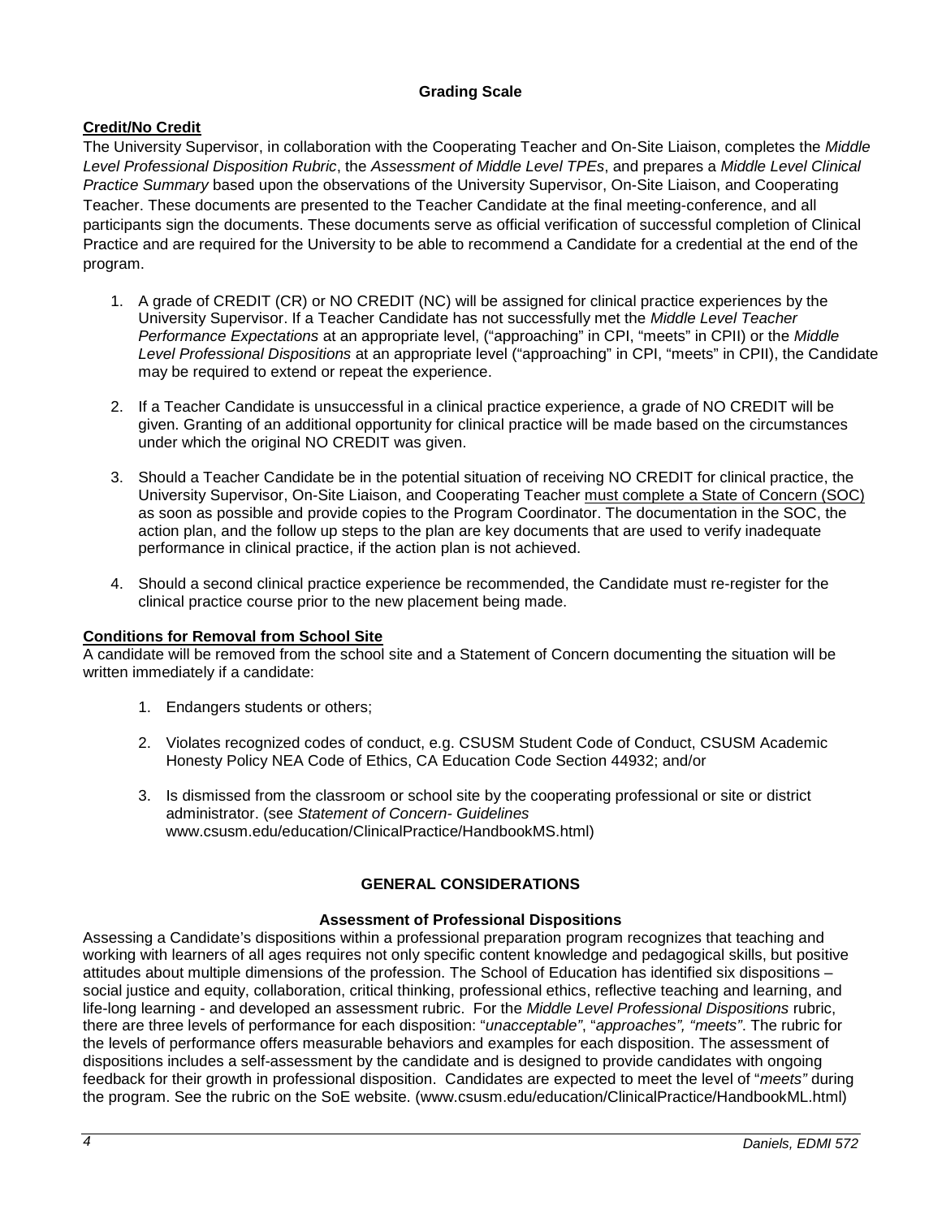### Grading Scale

**Credit/No Credit**

The University Supervisor, in collaboration with the Cooperating Teacher and On-Site Liaison, completes the *Middle Level Professional Disposition Rubric*, the *Assessment of Middle Level TPEs*, and prepares a *Middle Level Clinical Practice Summary* based upon the observations of the University Supervisor, On-Site Liaison, and Cooperating Teacher. These documents are presented to the Teacher Candidate at the final meeting-conference, and all participants sign the documents. These documents serve as official verification of successful completion of Clinical Practice and are required for the University to be able to recommend a Candidate for a credential at the end of the program.

1. A grade of CREDIT (CR) or NO CREDIT (NC) will be assigned for clinical practice experiences by the University Supervisor. If a Teacher Candidate has not successfully met the *Middle Level Teacher Performance Expectations* at an appropriate level, ("approaching" in CPI, "meets" in CPII) or the *Middle Level Professional Dispositions* at an appropriate level ("approaching" in CPI, "meets" in CPII), the Candidate may be required to extend or repeat the experience.
2. If a Teacher Candidate is unsuccessful in a clinical practice experience, a grade of NO CREDIT will be given. Granting of an additional opportunity for clinical practice will be made based on the circumstances under which the original NO CREDIT was given.
3. Should a Teacher Candidate be in the potential situation of receiving NO CREDIT for clinical practice, the University Supervisor, On-Site Liaison, and Cooperating Teacher <u>must complete a State of Concern (SOC)</u> as soon as possible and provide copies to the Program Coordinator. The documentation in the SOC, the action plan, and the follow up steps to the plan are key documents that are used to verify inadequate performance in clinical practice, if the action plan is not achieved.
4. Should a second clinical practice experience be recommended, the Candidate must re-register for the clinical practice course prior to the new placement being made.

**Conditions for Removal from School Site**

A candidate will be removed from the school site and a Statement of Concern documenting the situation will be written immediately if a candidate:

1. Endangers students or others;
2. Violates recognized codes of conduct, e.g. CSUSM Student Code of Conduct, CSUSM Academic Honesty Policy NEA Code of Ethics, CA Education Code Section 44932; and/or
3. Is dismissed from the classroom or school site by the cooperating professional or site or district administrator. (see *Statement of Concern- Guidelines* www.csusm.edu/education/ClinicalPractice/HandbookMS.html)

## GENERAL CONSIDERATIONS

### Assessment of Professional Dispositions

Assessing a Candidate's dispositions within a professional preparation program recognizes that teaching and working with learners of all ages requires not only specific content knowledge and pedagogical skills, but positive attitudes about multiple dimensions of the profession. The School of Education has identified six dispositions – social justice and equity, collaboration, critical thinking, professional ethics, reflective teaching and learning, and life-long learning - and developed an assessment rubric. For the *Middle Level Professional Dispositions* rubric, there are three levels of performance for each disposition: "*unacceptable*", "*approaches", "meets"*. The rubric for the levels of performance offers measurable behaviors and examples for each disposition. The assessment of dispositions includes a self-assessment by the candidate and is designed to provide candidates with ongoing feedback for their growth in professional disposition. Candidates are expected to meet the level of "*meets"* during the program. See the rubric on the SoE website. (www.csusm.edu/education/ClinicalPractice/HandbookML.html)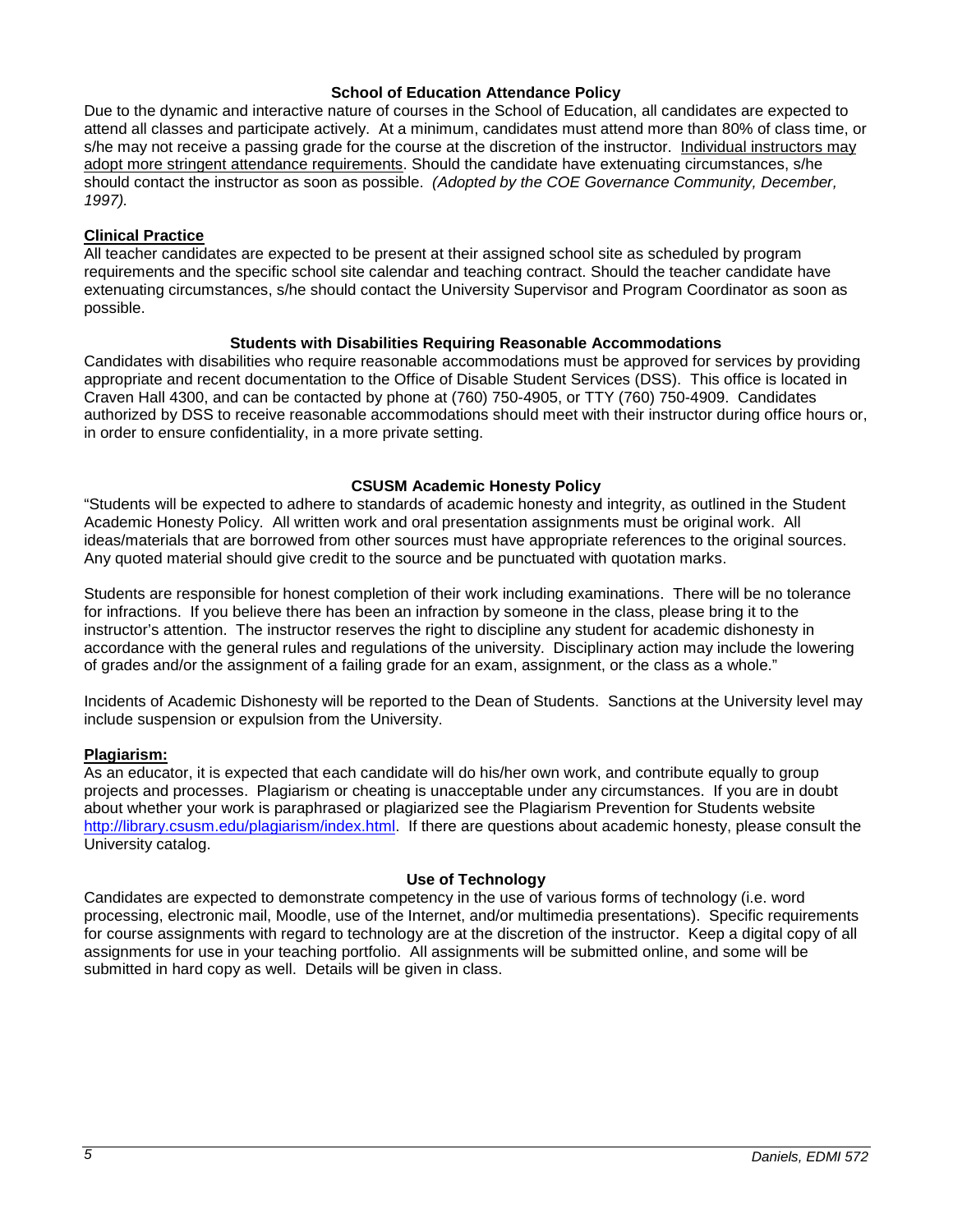### School of Education Attendance Policy

Due to the dynamic and interactive nature of courses in the School of Education, all candidates are expected to attend all classes and participate actively. At a minimum, candidates must attend more than 80% of class time, or s/he may not receive a passing grade for the course at the discretion of the instructor. <u>Individual instructors may adopt more stringent attendance requirements</u>. Should the candidate have extenuating circumstances, s/he should contact the instructor as soon as possible. *(Adopted by the COE Governance Community, December, 1997).*

### Clinical Practice

All teacher candidates are expected to be present at their assigned school site as scheduled by program requirements and the specific school site calendar and teaching contract. Should the teacher candidate have extenuating circumstances, s/he should contact the University Supervisor and Program Coordinator as soon as possible.

### Students with Disabilities Requiring Reasonable Accommodations

Candidates with disabilities who require reasonable accommodations must be approved for services by providing appropriate and recent documentation to the Office of Disable Student Services (DSS). This office is located in Craven Hall 4300, and can be contacted by phone at (760) 750-4905, or TTY (760) 750-4909. Candidates authorized by DSS to receive reasonable accommodations should meet with their instructor during office hours or, in order to ensure confidentiality, in a more private setting.

### CSUSM Academic Honesty Policy

"Students will be expected to adhere to standards of academic honesty and integrity, as outlined in the Student Academic Honesty Policy. All written work and oral presentation assignments must be original work. All ideas/materials that are borrowed from other sources must have appropriate references to the original sources. Any quoted material should give credit to the source and be punctuated with quotation marks.

Students are responsible for honest completion of their work including examinations. There will be no tolerance for infractions. If you believe there has been an infraction by someone in the class, please bring it to the instructor's attention. The instructor reserves the right to discipline any student for academic dishonesty in accordance with the general rules and regulations of the university. Disciplinary action may include the lowering of grades and/or the assignment of a failing grade for an exam, assignment, or the class as a whole."

Incidents of Academic Dishonesty will be reported to the Dean of Students. Sanctions at the University level may include suspension or expulsion from the University.

### Plagiarism:

As an educator, it is expected that each candidate will do his/her own work, and contribute equally to group projects and processes. Plagiarism or cheating is unacceptable under any circumstances. If you are in doubt about whether your work is paraphrased or plagiarized see the Plagiarism Prevention for Students website http://library.csusm.edu/plagiarism/index.html. If there are questions about academic honesty, please consult the University catalog.

### Use of Technology

Candidates are expected to demonstrate competency in the use of various forms of technology (i.e. word processing, electronic mail, Moodle, use of the Internet, and/or multimedia presentations). Specific requirements for course assignments with regard to technology are at the discretion of the instructor. Keep a digital copy of all assignments for use in your teaching portfolio. All assignments will be submitted online, and some will be submitted in hard copy as well. Details will be given in class.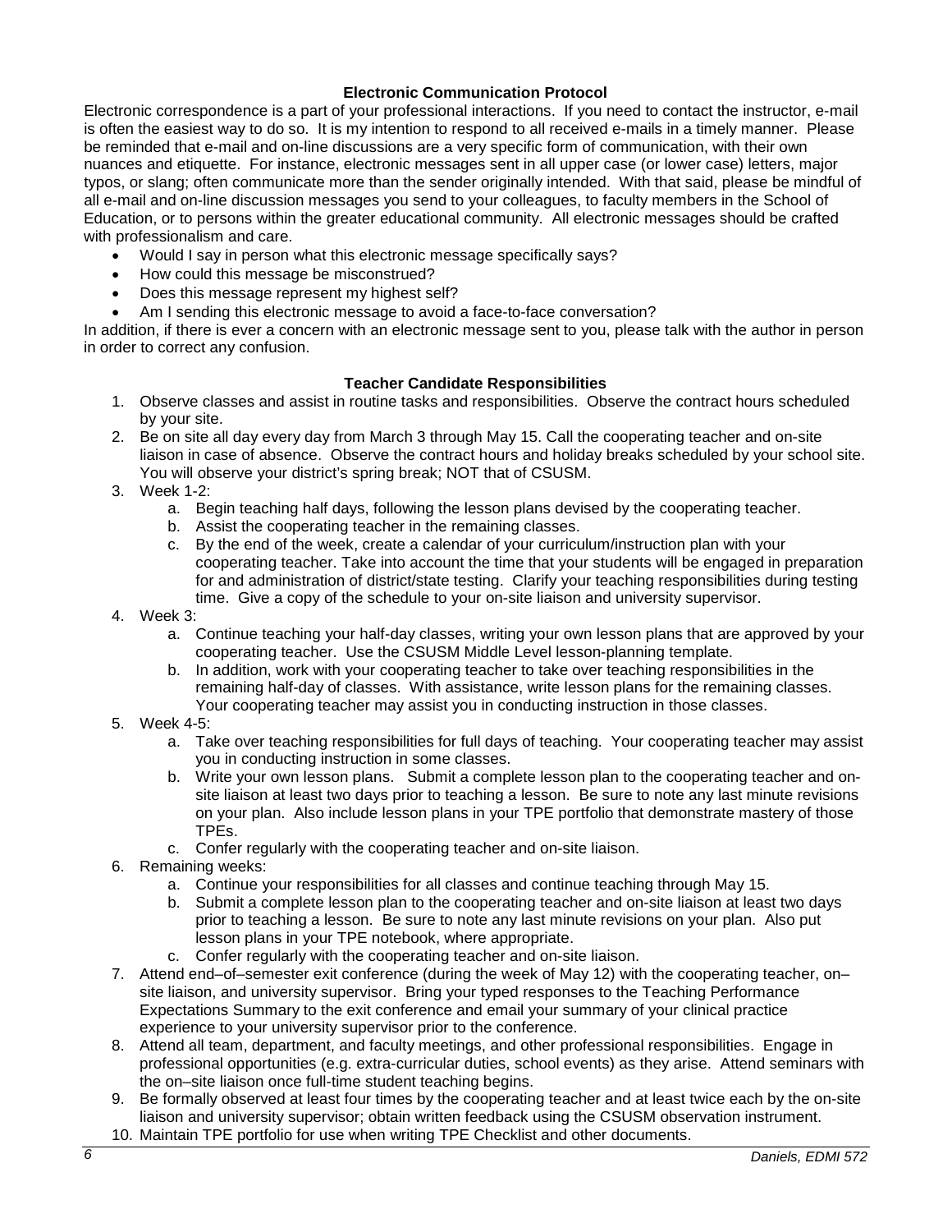### Electronic Communication Protocol

Electronic correspondence is a part of your professional interactions. If you need to contact the instructor, e-mail is often the easiest way to do so. It is my intention to respond to all received e-mails in a timely manner. Please be reminded that e-mail and on-line discussions are a very specific form of communication, with their own nuances and etiquette. For instance, electronic messages sent in all upper case (or lower case) letters, major typos, or slang; often communicate more than the sender originally intended. With that said, please be mindful of all e-mail and on-line discussion messages you send to your colleagues, to faculty members in the School of Education, or to persons within the greater educational community. All electronic messages should be crafted with professionalism and care.

- Would I say in person what this electronic message specifically says?
- How could this message be misconstrued?
- Does this message represent my highest self?
- Am I sending this electronic message to avoid a face-to-face conversation?

In addition, if there is ever a concern with an electronic message sent to you, please talk with the author in person in order to correct any confusion.

### Teacher Candidate Responsibilities

1. Observe classes and assist in routine tasks and responsibilities. Observe the contract hours scheduled by your site.
2. Be on site all day every day from March 3 through May 15. Call the cooperating teacher and on-site liaison in case of absence. Observe the contract hours and holiday breaks scheduled by your school site. You will observe your district's spring break; NOT that of CSUSM.
3. Week 1-2:
   a. Begin teaching half days, following the lesson plans devised by the cooperating teacher.
   b. Assist the cooperating teacher in the remaining classes.
   c. By the end of the week, create a calendar of your curriculum/instruction plan with your cooperating teacher. Take into account the time that your students will be engaged in preparation for and administration of district/state testing. Clarify your teaching responsibilities during testing time. Give a copy of the schedule to your on-site liaison and university supervisor.
4. Week 3:
   a. Continue teaching your half-day classes, writing your own lesson plans that are approved by your cooperating teacher. Use the CSUSM Middle Level lesson-planning template.
   b. In addition, work with your cooperating teacher to take over teaching responsibilities in the remaining half-day of classes. With assistance, write lesson plans for the remaining classes. Your cooperating teacher may assist you in conducting instruction in those classes.
5. Week 4-5:
   a. Take over teaching responsibilities for full days of teaching. Your cooperating teacher may assist you in conducting instruction in some classes.
   b. Write your own lesson plans. Submit a complete lesson plan to the cooperating teacher and on-site liaison at least two days prior to teaching a lesson. Be sure to note any last minute revisions on your plan. Also include lesson plans in your TPE portfolio that demonstrate mastery of those TPEs.
   c. Confer regularly with the cooperating teacher and on-site liaison.
6. Remaining weeks:
   a. Continue your responsibilities for all classes and continue teaching through May 15.
   b. Submit a complete lesson plan to the cooperating teacher and on-site liaison at least two days prior to teaching a lesson. Be sure to note any last minute revisions on your plan. Also put lesson plans in your TPE notebook, where appropriate.
   c. Confer regularly with the cooperating teacher and on-site liaison.
7. Attend end–of–semester exit conference (during the week of May 12) with the cooperating teacher, on–site liaison, and university supervisor. Bring your typed responses to the Teaching Performance Expectations Summary to the exit conference and email your summary of your clinical practice experience to your university supervisor prior to the conference.
8. Attend all team, department, and faculty meetings, and other professional responsibilities. Engage in professional opportunities (e.g. extra-curricular duties, school events) as they arise. Attend seminars with the on–site liaison once full-time student teaching begins.
9. Be formally observed at least four times by the cooperating teacher and at least twice each by the on-site liaison and university supervisor; obtain written feedback using the CSUSM observation instrument.
10. Maintain TPE portfolio for use when writing TPE Checklist and other documents.